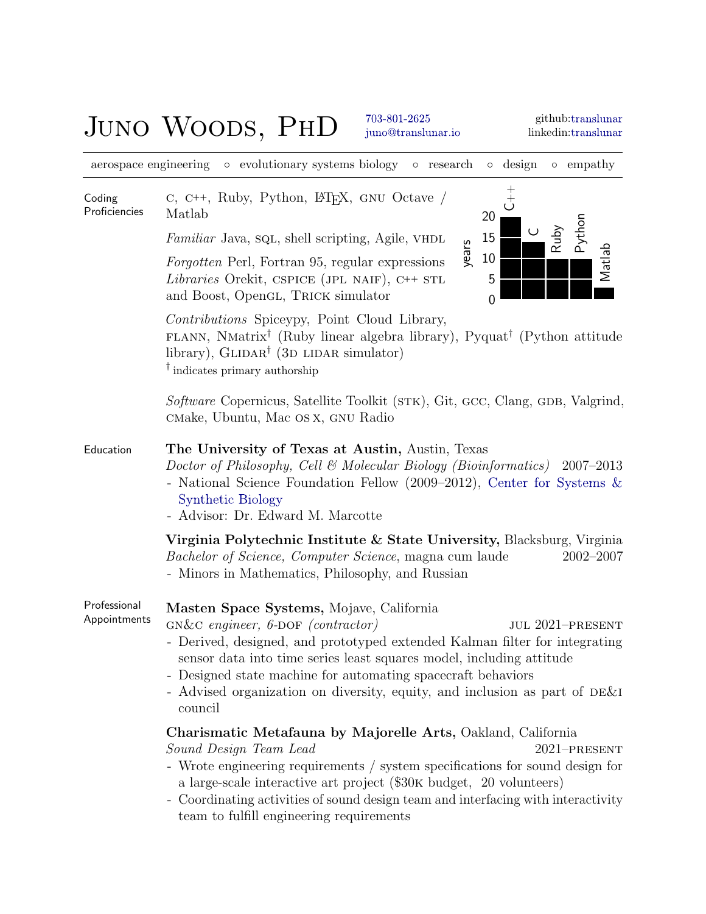# Juno Woods, PhD

703-801-2625
juno@translunar.io

github:translunar
linkedin:translunar

aerospace engineering ◦ evolutionary systems biology ◦ research ◦ design ◦ empathy

## Coding Proficiencies

C, C++, Ruby, Python, LaTeX, GNU Octave / Matlab

*Familiar* Java, SQL, shell scripting, Agile, VHDL

*Forgotten* Perl, Fortran 95, regular expressions

*Libraries* Orekit, CSPICE (JPL NAIF), C++ STL and Boost, OpenGL, Trick simulator

| Language | years |
| --- | --- |
| C++ | 20 |
| C | 15 |
| Ruby | 10 |
| Python | 10 |
| Matlab | 3 |

*Contributions* Spiceypy, Point Cloud Library, FLANN, NMatrix† (Ruby linear algebra library), Pyquat† (Python attitude library), Glidar† (3D LIDAR simulator)

† indicates primary authorship

*Software* Copernicus, Satellite Toolkit (STK), Git, GCC, Clang, GDB, Valgrind, CMake, Ubuntu, Mac OS X, GNU Radio

## Education

**The University of Texas at Austin,** Austin, Texas
*Doctor of Philosophy, Cell & Molecular Biology (Bioinformatics)* 2007–2013
- National Science Foundation Fellow (2009–2012), Center for Systems & Synthetic Biology
- Advisor: Dr. Edward M. Marcotte

**Virginia Polytechnic Institute & State University,** Blacksburg, Virginia
*Bachelor of Science, Computer Science*, magna cum laude 2002–2007
- Minors in Mathematics, Philosophy, and Russian

## Professional Appointments

**Masten Space Systems,** Mojave, California
GN&C *engineer, 6-DOF (contractor)* Jul 2021–present
- Derived, designed, and prototyped extended Kalman filter for integrating sensor data into time series least squares model, including attitude
- Designed state machine for automating spacecraft behaviors
- Advised organization on diversity, equity, and inclusion as part of DE&I council

**Charismatic Metafauna by Majorelle Arts,** Oakland, California
*Sound Design Team Lead* 2021–present
- Wrote engineering requirements / system specifications for sound design for a large-scale interactive art project ($30K budget, 20 volunteers)
- Coordinating activities of sound design team and interfacing with interactivity team to fulfill engineering requirements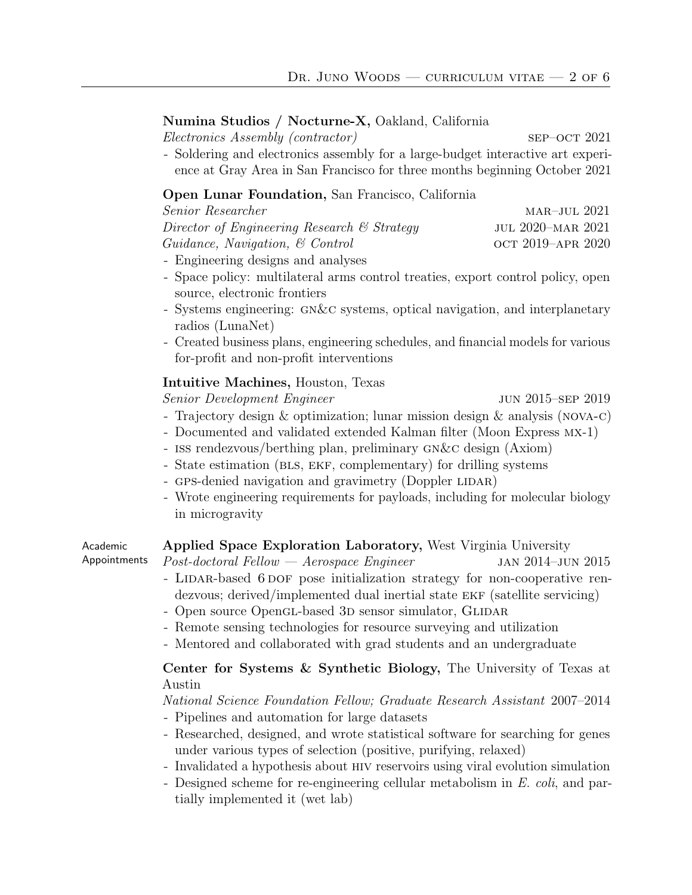**Numina Studios / Nocturne-X,** Oakland, California
*Electronics Assembly (contractor)* SEP–OCT 2021
- Soldering and electronics assembly for a large-budget interactive art experience at Gray Area in San Francisco for three months beginning October 2021

**Open Lunar Foundation,** San Francisco, California
*Senior Researcher* MAR–JUL 2021
*Director of Engineering Research & Strategy* JUL 2020–MAR 2021
*Guidance, Navigation, & Control* OCT 2019–APR 2020
- Engineering designs and analyses
- Space policy: multilateral arms control treaties, export control policy, open source, electronic frontiers
- Systems engineering: GN&C systems, optical navigation, and interplanetary radios (LunaNet)
- Created business plans, engineering schedules, and financial models for various for-profit and non-profit interventions

**Intuitive Machines,** Houston, Texas
*Senior Development Engineer* JUN 2015–SEP 2019
- Trajectory design & optimization; lunar mission design & analysis (NOVA-C)
- Documented and validated extended Kalman filter (Moon Express MX-1)
- ISS rendezvous/berthing plan, preliminary GN&C design (Axiom)
- State estimation (BLS, EKF, complementary) for drilling systems
- GPS-denied navigation and gravimetry (Doppler LIDAR)
- Wrote engineering requirements for payloads, including for molecular biology in microgravity

## Academic Appointments

**Applied Space Exploration Laboratory,** West Virginia University
*Post-doctoral Fellow — Aerospace Engineer* JAN 2014–JUN 2015
- LIDAR-based 6 DOF pose initialization strategy for non-cooperative rendezvous; derived/implemented dual inertial state EKF (satellite servicing)
- Open source OpenGL-based 3D sensor simulator, GLIDAR
- Remote sensing technologies for resource surveying and utilization
- Mentored and collaborated with grad students and an undergraduate

**Center for Systems & Synthetic Biology,** The University of Texas at Austin
*National Science Foundation Fellow; Graduate Research Assistant* 2007–2014
- Pipelines and automation for large datasets
- Researched, designed, and wrote statistical software for searching for genes under various types of selection (positive, purifying, relaxed)
- Invalidated a hypothesis about HIV reservoirs using viral evolution simulation
- Designed scheme for re-engineering cellular metabolism in *E. coli*, and partially implemented it (wet lab)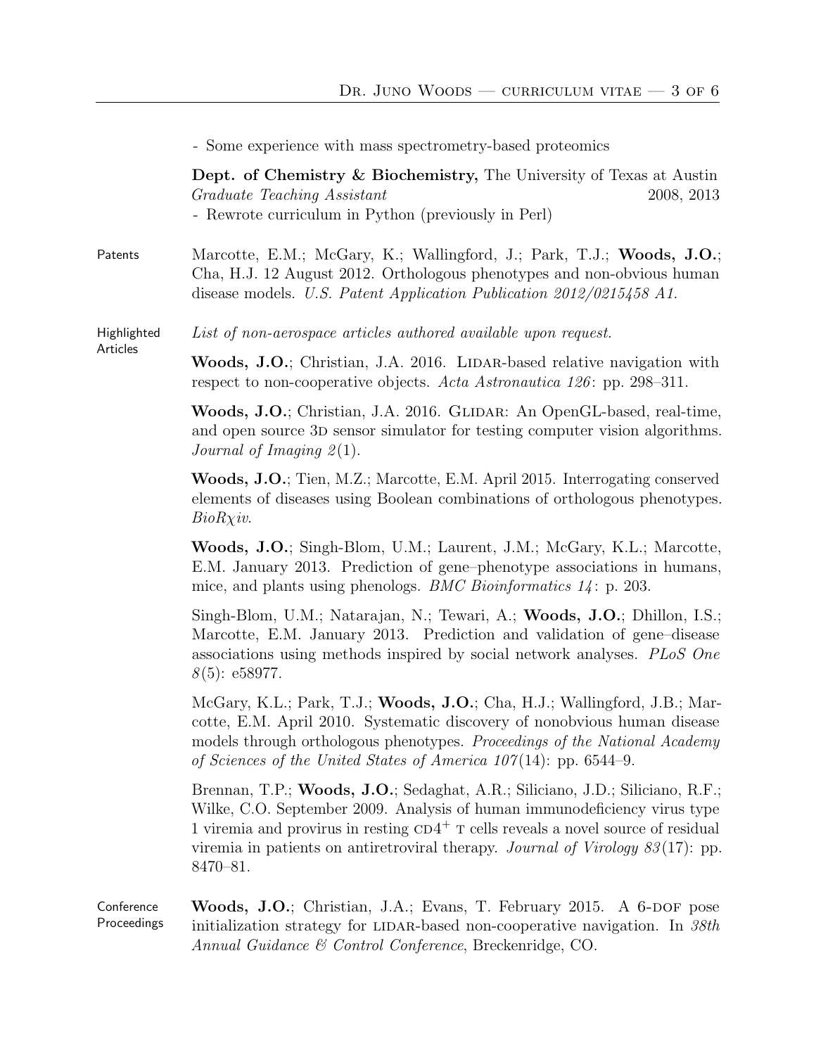- Some experience with mass spectrometry-based proteomics

**Dept. of Chemistry & Biochemistry,** The University of Texas at Austin
*Graduate Teaching Assistant* 2008, 2013
- Rewrote curriculum in Python (previously in Perl)

## Patents

Marcotte, E.M.; McGary, K.; Wallingford, J.; Park, T.J.; **Woods, J.O.**; Cha, H.J. 12 August 2012. Orthologous phenotypes and non-obvious human disease models. *U.S. Patent Application Publication 2012/0215458 A1.*

## Highlighted Articles

*List of non-aerospace articles authored available upon request.*

**Woods, J.O.**; Christian, J.A. 2016. LIDAR-based relative navigation with respect to non-cooperative objects. *Acta Astronautica 126*: pp. 298–311.

**Woods, J.O.**; Christian, J.A. 2016. GLIDAR: An OpenGL-based, real-time, and open source 3D sensor simulator for testing computer vision algorithms. *Journal of Imaging 2*(1).

**Woods, J.O.**; Tien, M.Z.; Marcotte, E.M. April 2015. Interrogating conserved elements of diseases using Boolean combinations of orthologous phenotypes. *BioRχiv*.

**Woods, J.O.**; Singh-Blom, U.M.; Laurent, J.M.; McGary, K.L.; Marcotte, E.M. January 2013. Prediction of gene–phenotype associations in humans, mice, and plants using phenologs. *BMC Bioinformatics 14*: p. 203.

Singh-Blom, U.M.; Natarajan, N.; Tewari, A.; **Woods, J.O.**; Dhillon, I.S.; Marcotte, E.M. January 2013. Prediction and validation of gene–disease associations using methods inspired by social network analyses. *PLoS One 8*(5): e58977.

McGary, K.L.; Park, T.J.; **Woods, J.O.**; Cha, H.J.; Wallingford, J.B.; Marcotte, E.M. April 2010. Systematic discovery of nonobvious human disease models through orthologous phenotypes. *Proceedings of the National Academy of Sciences of the United States of America 107*(14): pp. 6544–9.

Brennan, T.P.; **Woods, J.O.**; Sedaghat, A.R.; Siliciano, J.D.; Siliciano, R.F.; Wilke, C.O. September 2009. Analysis of human immunodeficiency virus type 1 viremia and provirus in resting $CD4^+$ T cells reveals a novel source of residual viremia in patients on antiretroviral therapy. *Journal of Virology 83*(17): pp. 8470–81.

## Conference Proceedings

**Woods, J.O.**; Christian, J.A.; Evans, T. February 2015. A 6-DOF pose initialization strategy for LIDAR-based non-cooperative navigation. In *38th Annual Guidance & Control Conference*, Breckenridge, CO.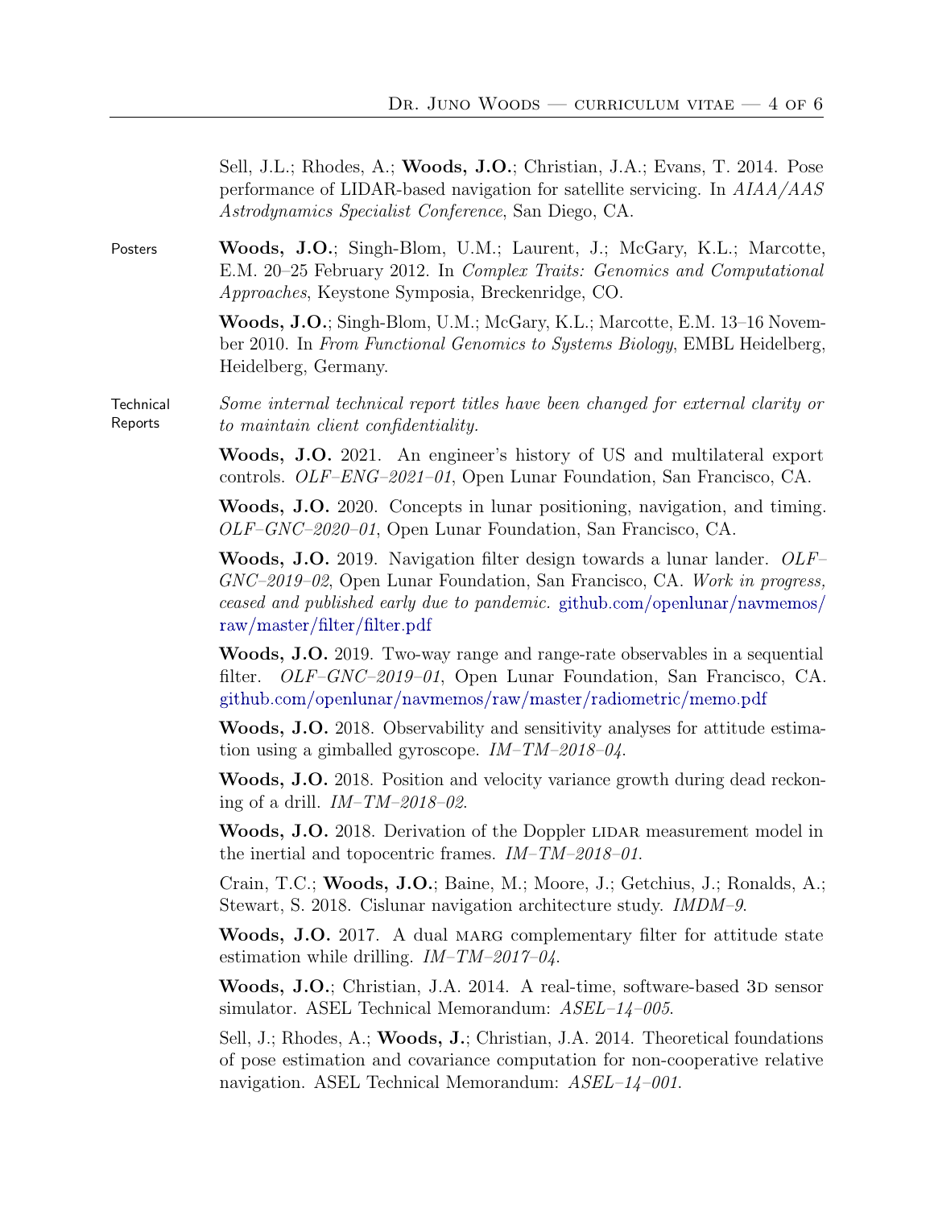Sell, J.L.; Rhodes, A.; **Woods, J.O.**; Christian, J.A.; Evans, T. 2014. Pose performance of LIDAR-based navigation for satellite servicing. In *AIAA/AAS Astrodynamics Specialist Conference*, San Diego, CA.

## Posters

**Woods, J.O.**; Singh-Blom, U.M.; Laurent, J.; McGary, K.L.; Marcotte, E.M. 20–25 February 2012. In *Complex Traits: Genomics and Computational Approaches*, Keystone Symposia, Breckenridge, CO.

**Woods, J.O.**; Singh-Blom, U.M.; McGary, K.L.; Marcotte, E.M. 13–16 November 2010. In *From Functional Genomics to Systems Biology*, EMBL Heidelberg, Heidelberg, Germany.

## Technical Reports

*Some internal technical report titles have been changed for external clarity or to maintain client confidentiality.*

**Woods, J.O.** 2021. An engineer's history of US and multilateral export controls. *OLF–ENG–2021–01*, Open Lunar Foundation, San Francisco, CA.

**Woods, J.O.** 2020. Concepts in lunar positioning, navigation, and timing. *OLF–GNC–2020–01*, Open Lunar Foundation, San Francisco, CA.

**Woods, J.O.** 2019. Navigation filter design towards a lunar lander. *OLF–GNC–2019–02*, Open Lunar Foundation, San Francisco, CA. *Work in progress, ceased and published early due to pandemic.* github.com/openlunar/navmemos/raw/master/filter/filter.pdf

**Woods, J.O.** 2019. Two-way range and range-rate observables in a sequential filter. *OLF–GNC–2019–01*, Open Lunar Foundation, San Francisco, CA. github.com/openlunar/navmemos/raw/master/radiometric/memo.pdf

**Woods, J.O.** 2018. Observability and sensitivity analyses for attitude estimation using a gimballed gyroscope. *IM–TM–2018–04*.

**Woods, J.O.** 2018. Position and velocity variance growth during dead reckoning of a drill. *IM–TM–2018–02*.

**Woods, J.O.** 2018. Derivation of the Doppler LIDAR measurement model in the inertial and topocentric frames. *IM–TM–2018–01*.

Crain, T.C.; **Woods, J.O.**; Baine, M.; Moore, J.; Getchius, J.; Ronalds, A.; Stewart, S. 2018. Cislunar navigation architecture study. *IMDM–9*.

**Woods, J.O.** 2017. A dual MARG complementary filter for attitude state estimation while drilling. *IM–TM–2017–04*.

**Woods, J.O.**; Christian, J.A. 2014. A real-time, software-based 3D sensor simulator. ASEL Technical Memorandum: *ASEL–14–005*.

Sell, J.; Rhodes, A.; **Woods, J.**; Christian, J.A. 2014. Theoretical foundations of pose estimation and covariance computation for non-cooperative relative navigation. ASEL Technical Memorandum: *ASEL–14–001*.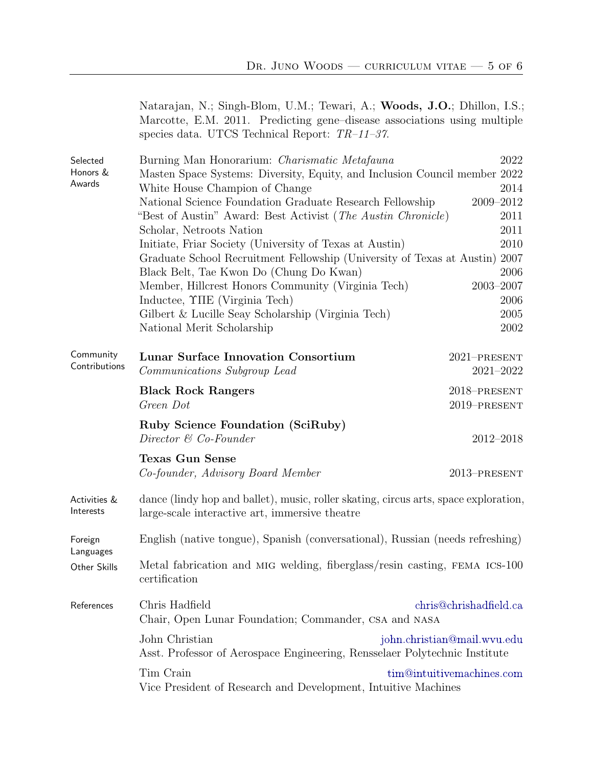Natarajan, N.; Singh-Blom, U.M.; Tewari, A.; **Woods, J.O.**; Dhillon, I.S.; Marcotte, E.M. 2011. Predicting gene–disease associations using multiple species data. UTCS Technical Report: *TR–11–37*.

## Selected Honors & Awards

- Burning Man Honorarium: *Charismatic Metafauna* — 2022
- Masten Space Systems: Diversity, Equity, and Inclusion Council member — 2022
- White House Champion of Change — 2014
- National Science Foundation Graduate Research Fellowship — 2009–2012
- "Best of Austin" Award: Best Activist (*The Austin Chronicle*) — 2011
- Scholar, Netroots Nation — 2011
- Initiate, Friar Society (University of Texas at Austin) — 2010
- Graduate School Recruitment Fellowship (University of Texas at Austin) — 2007
- Black Belt, Tae Kwon Do (Chung Do Kwan) — 2006
- Member, Hillcrest Honors Community (Virginia Tech) — 2003–2007
- Inductee, ΥΠΕ (Virginia Tech) — 2006
- Gilbert & Lucille Seay Scholarship (Virginia Tech) — 2005
- National Merit Scholarship — 2002

## Community Contributions

**Lunar Surface Innovation Consortium** — 2021–present
*Communications Subgroup Lead* — 2021–2022

**Black Rock Rangers** — 2018–present
*Green Dot* — 2019–present

**Ruby Science Foundation (SciRuby)**
*Director & Co-Founder* — 2012–2018

**Texas Gun Sense**
*Co-founder, Advisory Board Member* — 2013–present

## Activities & Interests

dance (lindy hop and ballet), music, roller skating, circus arts, space exploration, large-scale interactive art, immersive theatre

## Foreign Languages

English (native tongue), Spanish (conversational), Russian (needs refreshing)

## Other Skills

Metal fabrication and MIG welding, fiberglass/resin casting, FEMA ICS-100 certification

## References

Chris Hadfield — chris@chrishadfield.ca
Chair, Open Lunar Foundation; Commander, CSA and NASA

John Christian — john.christian@mail.wvu.edu
Asst. Professor of Aerospace Engineering, Rensselaer Polytechnic Institute

Tim Crain — tim@intuitivemachines.com
Vice President of Research and Development, Intuitive Machines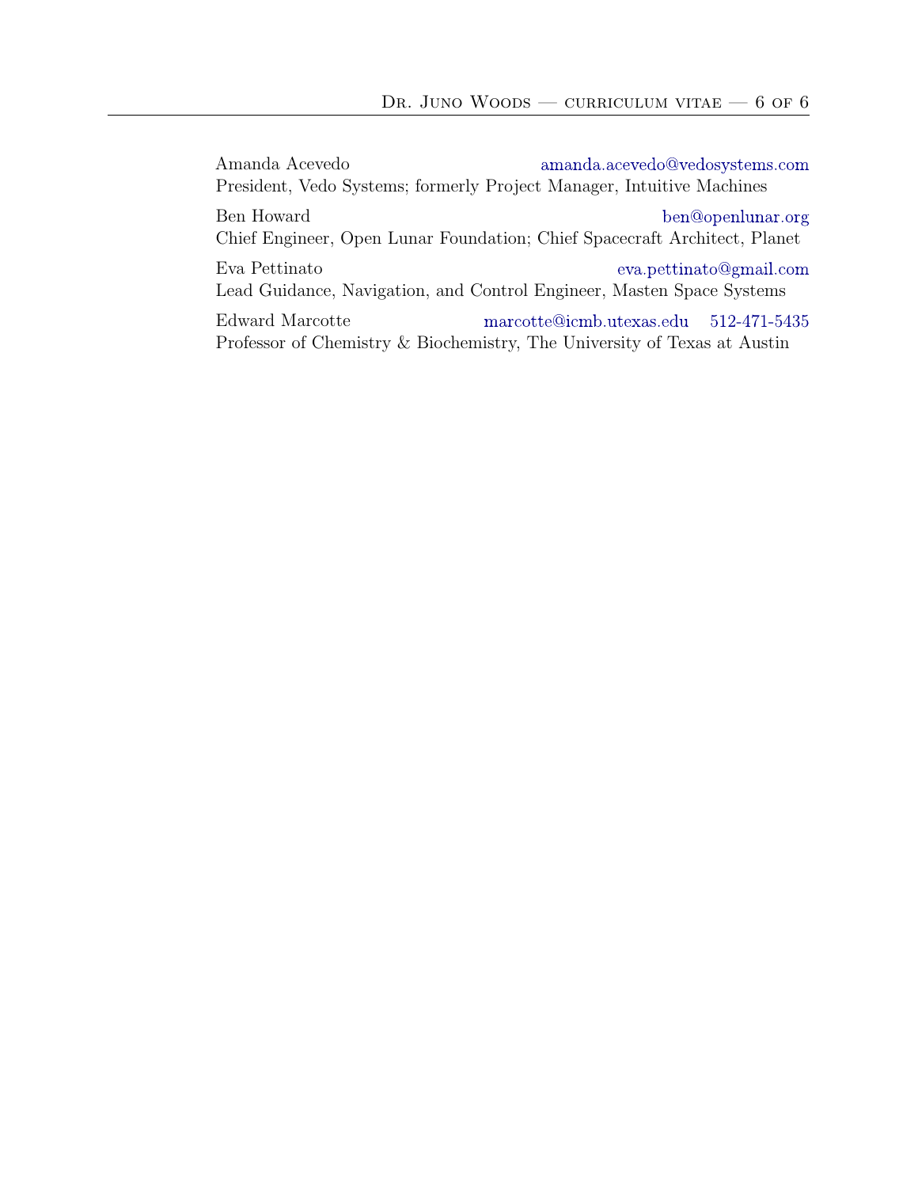Amanda Acevedo amanda.acevedo@vedosystems.com
President, Vedo Systems; formerly Project Manager, Intuitive Machines

Ben Howard ben@openlunar.org
Chief Engineer, Open Lunar Foundation; Chief Spacecraft Architect, Planet

Eva Pettinato eva.pettinato@gmail.com
Lead Guidance, Navigation, and Control Engineer, Masten Space Systems

Edward Marcotte marcotte@icmb.utexas.edu 512-471-5435
Professor of Chemistry & Biochemistry, The University of Texas at Austin